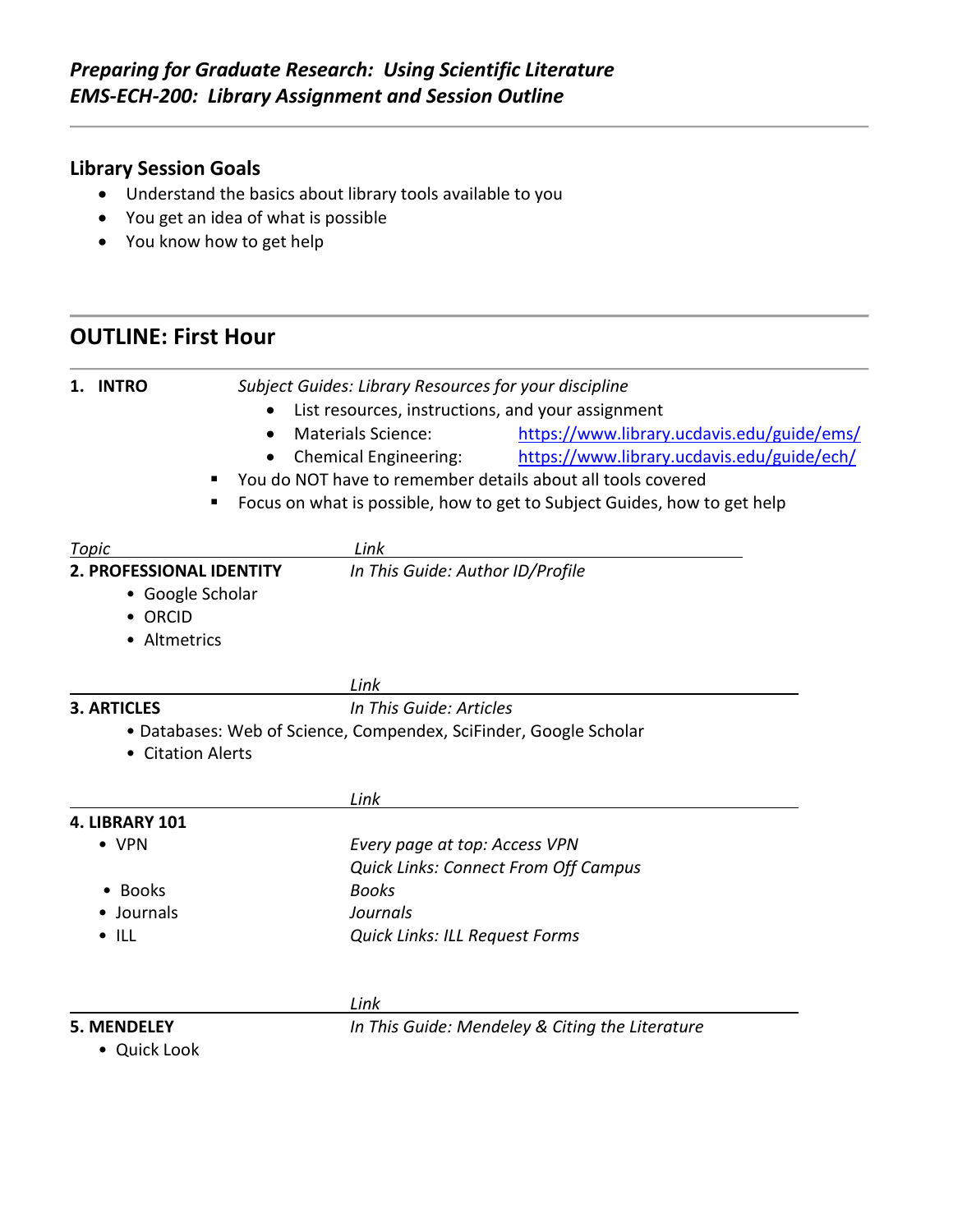## *Preparing for Graduate Research: Using Scientific Literature*
## *EMS-ECH-200: Library Assignment and Session Outline*

---

### Library Session Goals

- Understand the basics about library tools available to you
- You get an idea of what is possible
- You know how to get help

---

## OUTLINE: First Hour

---

**1. INTRO** *Subject Guides: Library Resources for your discipline*

- List resources, instructions, and your assignment
- Materials Science: https://www.library.ucdavis.edu/guide/ems/
- Chemical Engineering: https://www.library.ucdavis.edu/guide/ech/

- You do NOT have to remember details about all tools covered
- Focus on what is possible, how to get to Subject Guides, how to get help

| *Topic* | *Link* |
|---|---|
| **2. PROFESSIONAL IDENTITY** | *In This Guide: Author ID/Profile* |
| • Google Scholar | |
| • ORCID | |
| • Altmetrics | |

| | *Link* |
|---|---|
| **3. ARTICLES** | *In This Guide: Articles* |
| • Databases: Web of Science, Compendex, SciFinder, Google Scholar | |
| • Citation Alerts | |

| | *Link* |
|---|---|
| **4. LIBRARY 101** | |
| • VPN | *Every page at top: Access VPN* |
| | *Quick Links: Connect From Off Campus* |
| • Books | *Books* |
| • Journals | *Journals* |
| • ILL | *Quick Links: ILL Request Forms* |

| | *Link* |
|---|---|
| **5. MENDELEY** | *In This Guide: Mendeley & Citing the Literature* |
| • Quick Look | |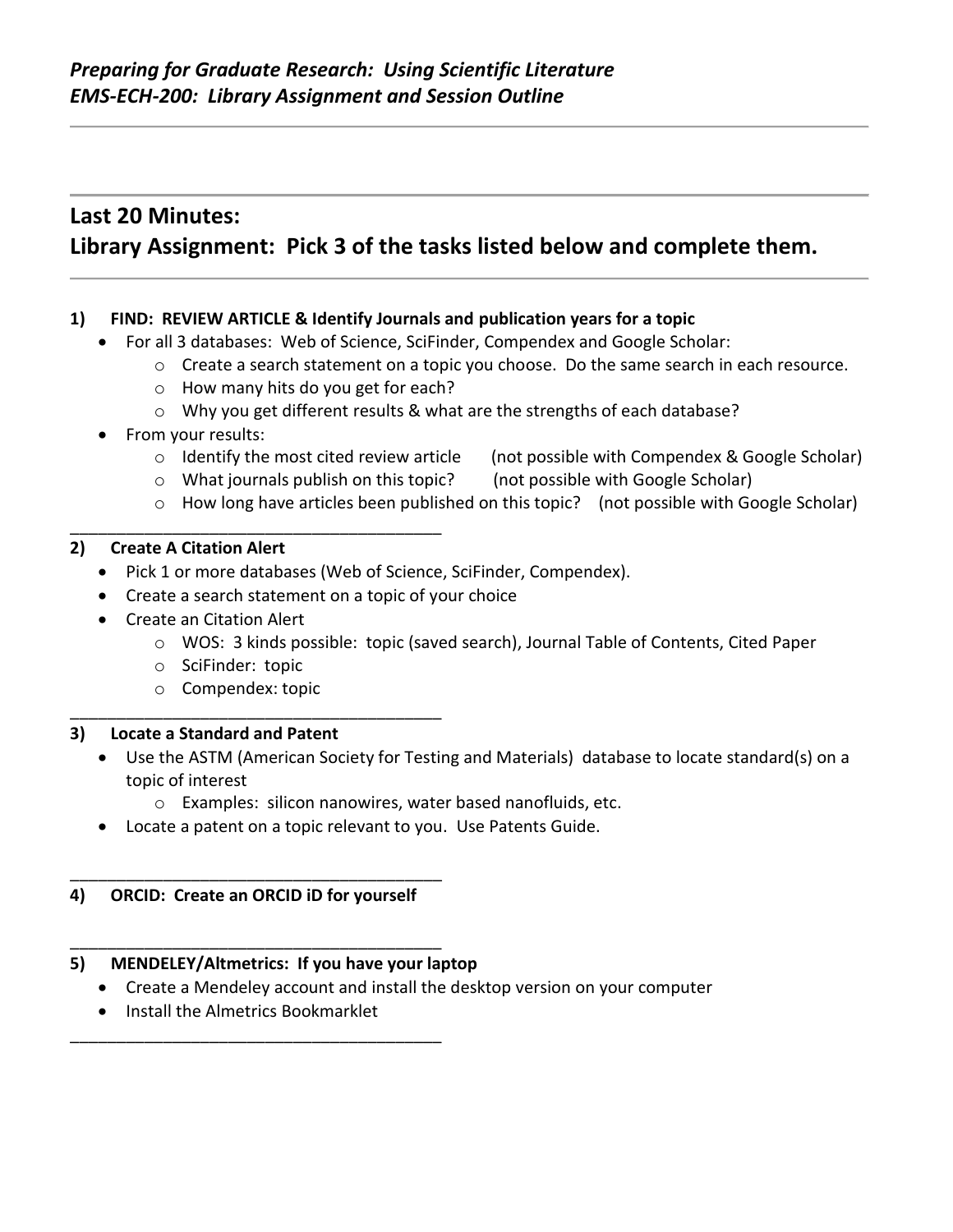*Preparing for Graduate Research: Using Scientific Literature*
*EMS-ECH-200: Library Assignment and Session Outline*

---

---

## Last 20 Minutes:
## Library Assignment: Pick 3 of the tasks listed below and complete them.

---

**1) FIND: REVIEW ARTICLE & Identify Journals and publication years for a topic**

- For all 3 databases: Web of Science, SciFinder, Compendex and Google Scholar:
  - Create a search statement on a topic you choose. Do the same search in each resource.
  - How many hits do you get for each?
  - Why you get different results & what are the strengths of each database?
- From your results:
  - Identify the most cited review article (not possible with Compendex & Google Scholar)
  - What journals publish on this topic? (not possible with Google Scholar)
  - How long have articles been published on this topic? (not possible with Google Scholar)

---

**2) Create A Citation Alert**

- Pick 1 or more databases (Web of Science, SciFinder, Compendex).
- Create a search statement on a topic of your choice
- Create an Citation Alert
  - WOS: 3 kinds possible: topic (saved search), Journal Table of Contents, Cited Paper
  - SciFinder: topic
  - Compendex: topic

---

**3) Locate a Standard and Patent**

- Use the ASTM (American Society for Testing and Materials) database to locate standard(s) on a topic of interest
  - Examples: silicon nanowires, water based nanofluids, etc.
- Locate a patent on a topic relevant to you. Use Patents Guide.

---

**4) ORCID: Create an ORCID iD for yourself**

---

**5) MENDELEY/Altmetrics: If you have your laptop**

- Create a Mendeley account and install the desktop version on your computer
- Install the Almetrics Bookmarklet

---